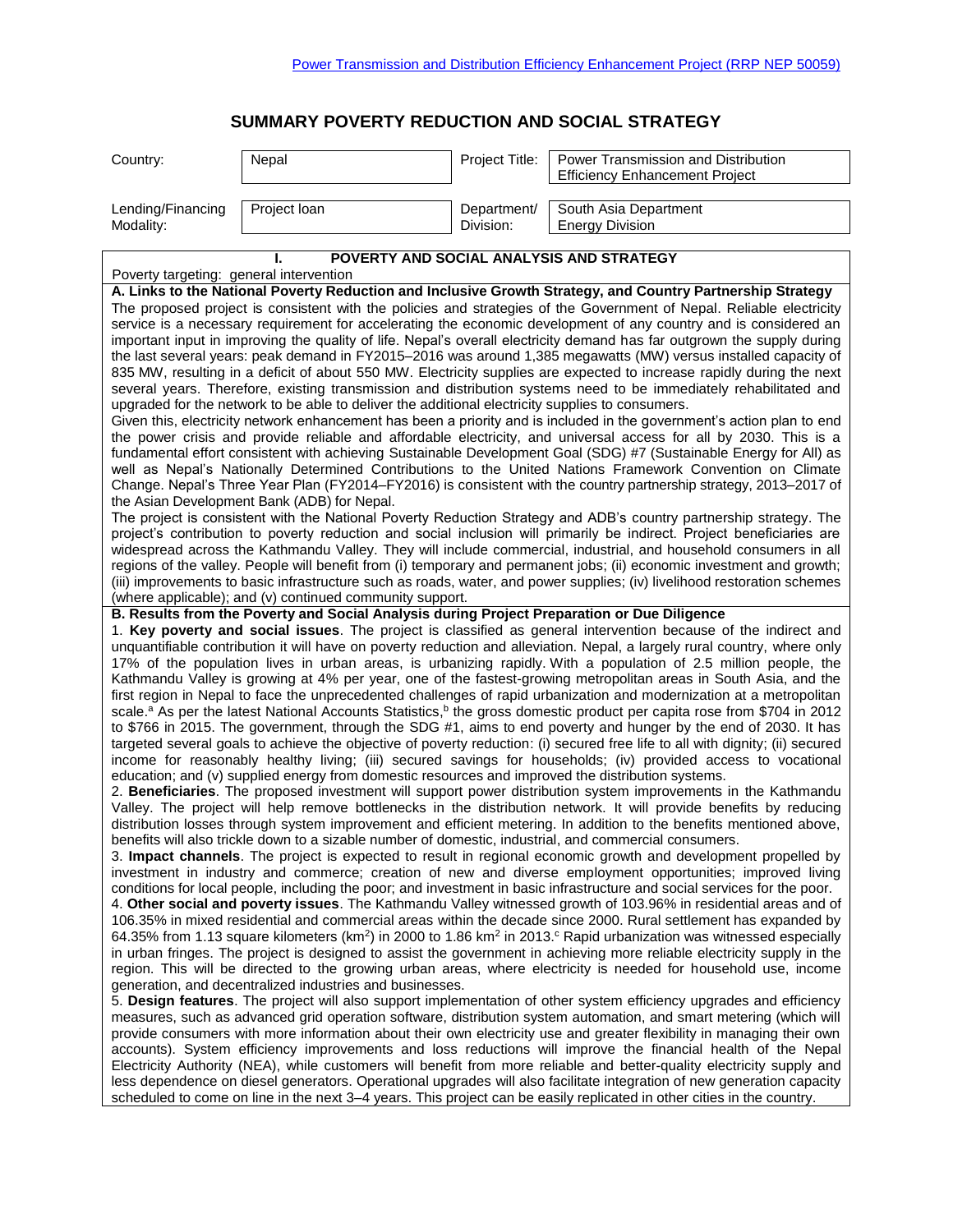# SUMMARY POVERTY REDUCTION AND SOCIAL STRATEGY

| Country: | Nepal | Project Title: | Power Transmission and Distribution Efficiency Enhancement Project |
|---|---|---|---|
| Lending/Financing Modality: | Project loan | Department/ Division: | South Asia Department Energy Division |

## I. POVERTY AND SOCIAL ANALYSIS AND STRATEGY

Poverty targeting: general intervention

### A. Links to the National Poverty Reduction and Inclusive Growth Strategy, and Country Partnership Strategy

The proposed project is consistent with the policies and strategies of the Government of Nepal. Reliable electricity service is a necessary requirement for accelerating the economic development of any country and is considered an important input in improving the quality of life. Nepal's overall electricity demand has far outgrown the supply during the last several years: peak demand in FY2015–2016 was around 1,385 megawatts (MW) versus installed capacity of 835 MW, resulting in a deficit of about 550 MW. Electricity supplies are expected to increase rapidly during the next several years. Therefore, existing transmission and distribution systems need to be immediately rehabilitated and upgraded for the network to be able to deliver the additional electricity supplies to consumers.

Given this, electricity network enhancement has been a priority and is included in the government's action plan to end the power crisis and provide reliable and affordable electricity, and universal access for all by 2030. This is a fundamental effort consistent with achieving Sustainable Development Goal (SDG) #7 (Sustainable Energy for All) as well as Nepal's Nationally Determined Contributions to the United Nations Framework Convention on Climate Change. Nepal's Three Year Plan (FY2014–FY2016) is consistent with the country partnership strategy, 2013–2017 of the Asian Development Bank (ADB) for Nepal.

The project is consistent with the National Poverty Reduction Strategy and ADB's country partnership strategy. The project's contribution to poverty reduction and social inclusion will primarily be indirect. Project beneficiaries are widespread across the Kathmandu Valley. They will include commercial, industrial, and household consumers in all regions of the valley. People will benefit from (i) temporary and permanent jobs; (ii) economic investment and growth; (iii) improvements to basic infrastructure such as roads, water, and power supplies; (iv) livelihood restoration schemes (where applicable); and (v) continued community support.

### B. Results from the Poverty and Social Analysis during Project Preparation or Due Diligence

1. **Key poverty and social issues**. The project is classified as general intervention because of the indirect and unquantifiable contribution it will have on poverty reduction and alleviation. Nepal, a largely rural country, where only 17% of the population lives in urban areas, is urbanizing rapidly. With a population of 2.5 million people, the Kathmandu Valley is growing at 4% per year, one of the fastest-growing metropolitan areas in South Asia, and the first region in Nepal to face the unprecedented challenges of rapid urbanization and modernization at a metropolitan scale.[a] As per the latest National Accounts Statistics,[b] the gross domestic product per capita rose from $704 in 2012 to $766 in 2015. The government, through the SDG #1, aims to end poverty and hunger by the end of 2030. It has targeted several goals to achieve the objective of poverty reduction: (i) secured free life to all with dignity; (ii) secured income for reasonably healthy living; (iii) secured savings for households; (iv) provided access to vocational education; and (v) supplied energy from domestic resources and improved the distribution systems.

2. **Beneficiaries**. The proposed investment will support power distribution system improvements in the Kathmandu Valley. The project will help remove bottlenecks in the distribution network. It will provide benefits by reducing distribution losses through system improvement and efficient metering. In addition to the benefits mentioned above, benefits will also trickle down to a sizable number of domestic, industrial, and commercial consumers.

3. **Impact channels**. The project is expected to result in regional economic growth and development propelled by investment in industry and commerce; creation of new and diverse employment opportunities; improved living conditions for local people, including the poor; and investment in basic infrastructure and social services for the poor.

4. **Other social and poverty issues**. The Kathmandu Valley witnessed growth of 103.96% in residential areas and of 106.35% in mixed residential and commercial areas within the decade since 2000. Rural settlement has expanded by 64.35% from 1.13 square kilometers ($km^2$) in 2000 to 1.86 $km^2$ in 2013.[c] Rapid urbanization was witnessed especially in urban fringes. The project is designed to assist the government in achieving more reliable electricity supply in the region. This will be directed to the growing urban areas, where electricity is needed for household use, income generation, and decentralized industries and businesses.

5. **Design features**. The project will also support implementation of other system efficiency upgrades and efficiency measures, such as advanced grid operation software, distribution system automation, and smart metering (which will provide consumers with more information about their own electricity use and greater flexibility in managing their own accounts). System efficiency improvements and loss reductions will improve the financial health of the Nepal Electricity Authority (NEA), while customers will benefit from more reliable and better-quality electricity supply and less dependence on diesel generators. Operational upgrades will also facilitate integration of new generation capacity scheduled to come on line in the next 3–4 years. This project can be easily replicated in other cities in the country.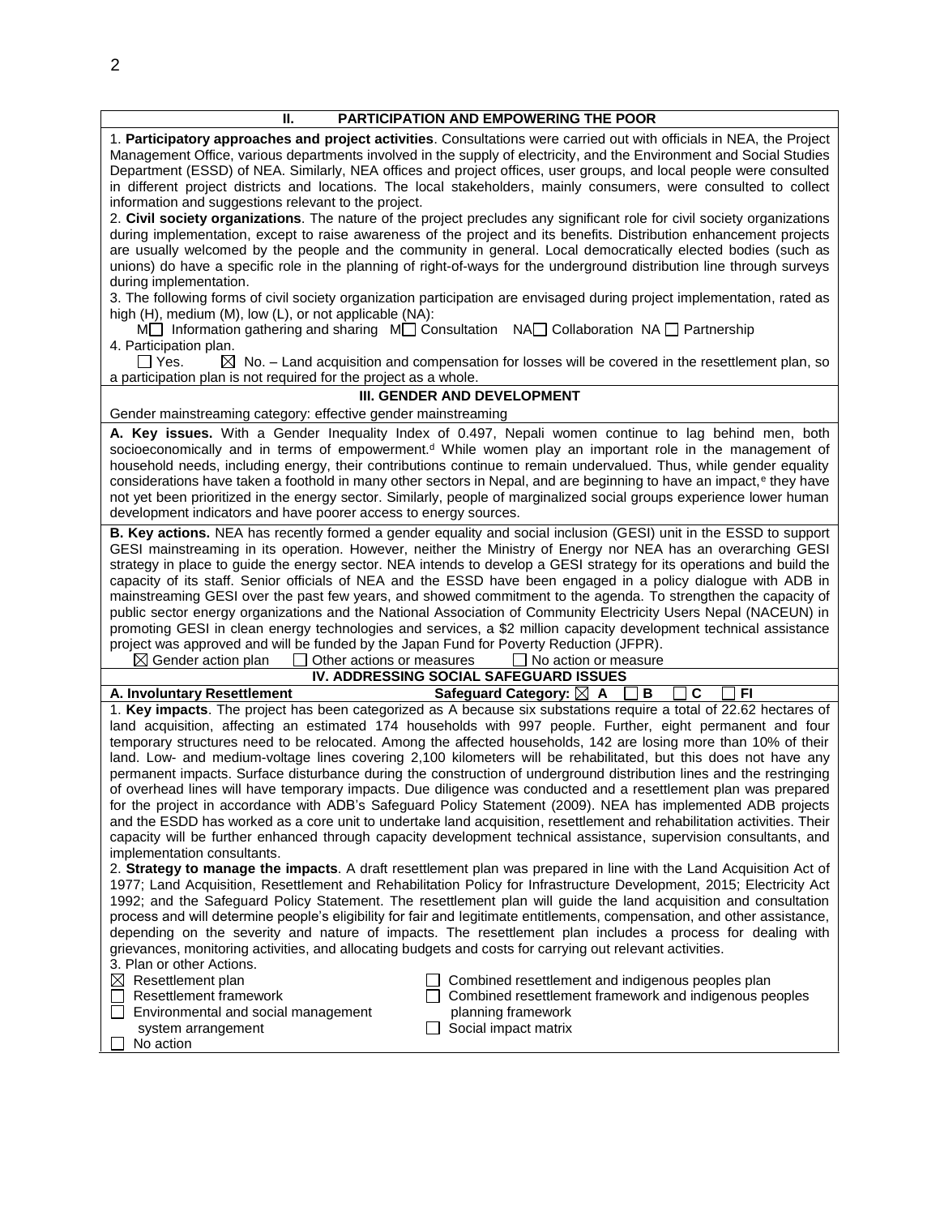## II. PARTICIPATION AND EMPOWERING THE POOR

1. **Participatory approaches and project activities**. Consultations were carried out with officials in NEA, the Project Management Office, various departments involved in the supply of electricity, and the Environment and Social Studies Department (ESSD) of NEA. Similarly, NEA offices and project offices, user groups, and local people were consulted in different project districts and locations. The local stakeholders, mainly consumers, were consulted to collect information and suggestions relevant to the project.

2. **Civil society organizations**. The nature of the project precludes any significant role for civil society organizations during implementation, except to raise awareness of the project and its benefits. Distribution enhancement projects are usually welcomed by the people and the community in general. Local democratically elected bodies (such as unions) do have a specific role in the planning of right-of-ways for the underground distribution line through surveys during implementation.

3. The following forms of civil society organization participation are envisaged during project implementation, rated as high (H), medium (M), low (L), or not applicable (NA):

M☐ Information gathering and sharing M☐ Consultation NA☐ Collaboration NA ☐ Partnership

4. Participation plan.

☐ Yes. ☒ No. – Land acquisition and compensation for losses will be covered in the resettlement plan, so a participation plan is not required for the project as a whole.

## III. GENDER AND DEVELOPMENT

Gender mainstreaming category: effective gender mainstreaming

**A. Key issues.** With a Gender Inequality Index of 0.497, Nepali women continue to lag behind men, both socioeconomically and in terms of empowerment.[d] While women play an important role in the management of household needs, including energy, their contributions continue to remain undervalued. Thus, while gender equality considerations have taken a foothold in many other sectors in Nepal, and are beginning to have an impact,[e] they have not yet been prioritized in the energy sector. Similarly, people of marginalized social groups experience lower human development indicators and have poorer access to energy sources.

**B. Key actions.** NEA has recently formed a gender equality and social inclusion (GESI) unit in the ESSD to support GESI mainstreaming in its operation. However, neither the Ministry of Energy nor NEA has an overarching GESI strategy in place to guide the energy sector. NEA intends to develop a GESI strategy for its operations and build the capacity of its staff. Senior officials of NEA and the ESSD have been engaged in a policy dialogue with ADB in mainstreaming GESI over the past few years, and showed commitment to the agenda. To strengthen the capacity of public sector energy organizations and the National Association of Community Electricity Users Nepal (NACEUN) in promoting GESI in clean energy technologies and services, a $2 million capacity development technical assistance project was approved and will be funded by the Japan Fund for Poverty Reduction (JFPR).

☒ Gender action plan ☐ Other actions or measures ☐ No action or measure

## IV. ADDRESSING SOCIAL SAFEGUARD ISSUES

**A. Involuntary Resettlement** **Safeguard Category:** ☒ **A** ☐ **B** ☐ **C** ☐ **FI**

1. **Key impacts**. The project has been categorized as A because six substations require a total of 22.62 hectares of land acquisition, affecting an estimated 174 households with 997 people. Further, eight permanent and four temporary structures need to be relocated. Among the affected households, 142 are losing more than 10% of their land. Low- and medium-voltage lines covering 2,100 kilometers will be rehabilitated, but this does not have any permanent impacts. Surface disturbance during the construction of underground distribution lines and the restringing of overhead lines will have temporary impacts. Due diligence was conducted and a resettlement plan was prepared for the project in accordance with ADB's Safeguard Policy Statement (2009). NEA has implemented ADB projects and the ESDD has worked as a core unit to undertake land acquisition, resettlement and rehabilitation activities. Their capacity will be further enhanced through capacity development technical assistance, supervision consultants, and implementation consultants.

2. **Strategy to manage the impacts**. A draft resettlement plan was prepared in line with the Land Acquisition Act of 1977; Land Acquisition, Resettlement and Rehabilitation Policy for Infrastructure Development, 2015; Electricity Act 1992; and the Safeguard Policy Statement. The resettlement plan will guide the land acquisition and consultation process and will determine people's eligibility for fair and legitimate entitlements, compensation, and other assistance, depending on the severity and nature of impacts. The resettlement plan includes a process for dealing with grievances, monitoring activities, and allocating budgets and costs for carrying out relevant activities.

3. Plan or other Actions.

☒ Resettlement plan
☐ Resettlement framework
☐ Environmental and social management system arrangement
☐ No action
☐ Combined resettlement and indigenous peoples plan
☐ Combined resettlement framework and indigenous peoples planning framework
☐ Social impact matrix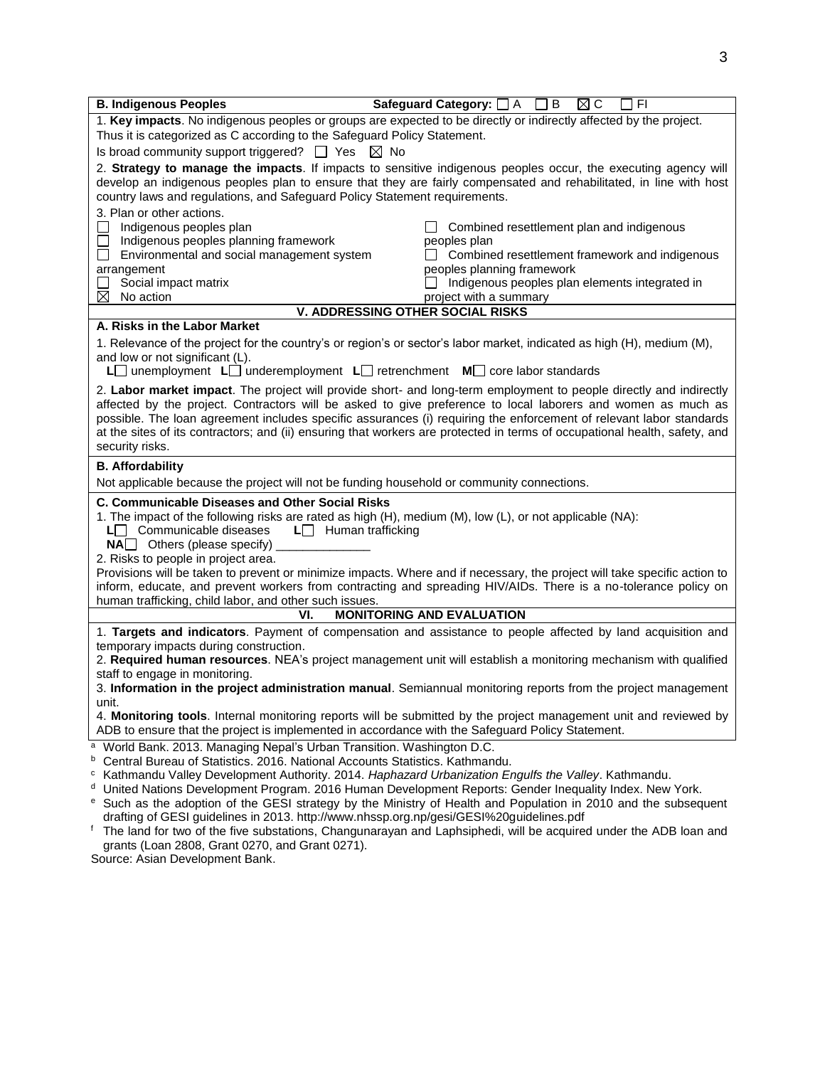**B. Indigenous Peoples** Safeguard Category: ☐ A ☐ B ☒ C ☐ FI

1. **Key impacts**. No indigenous peoples or groups are expected to be directly or indirectly affected by the project. Thus it is categorized as C according to the Safeguard Policy Statement.

Is broad community support triggered? ☐ Yes ☒ No

2. **Strategy to manage the impacts**. If impacts to sensitive indigenous peoples occur, the executing agency will develop an indigenous peoples plan to ensure that they are fairly compensated and rehabilitated, in line with host country laws and regulations, and Safeguard Policy Statement requirements.

3. Plan or other actions.

- ☐ Indigenous peoples plan
- ☐ Indigenous peoples planning framework
- ☐ Environmental and social management system arrangement
- ☐ Social impact matrix
- ☒ No action
- ☐ Combined resettlement plan and indigenous peoples plan
- ☐ Combined resettlement framework and indigenous peoples planning framework
- ☐ Indigenous peoples plan elements integrated in project with a summary

## V. ADDRESSING OTHER SOCIAL RISKS

**A. Risks in the Labor Market**

1. Relevance of the project for the country's or region's or sector's labor market, indicated as high (H), medium (M), and low or not significant (L).

**L**☐ unemployment **L**☐ underemployment **L**☐ retrenchment **M**☐ core labor standards

2. **Labor market impact**. The project will provide short- and long-term employment to people directly and indirectly affected by the project. Contractors will be asked to give preference to local laborers and women as much as possible. The loan agreement includes specific assurances (i) requiring the enforcement of relevant labor standards at the sites of its contractors; and (ii) ensuring that workers are protected in terms of occupational health, safety, and security risks.

**B. Affordability**

Not applicable because the project will not be funding household or community connections.

**C. Communicable Diseases and Other Social Risks**

1. The impact of the following risks are rated as high (H), medium (M), low (L), or not applicable (NA):

**L**☐ Communicable diseases **L**☐ Human trafficking

**NA**☐ Others (please specify) ______________

2. Risks to people in project area.

Provisions will be taken to prevent or minimize impacts. Where and if necessary, the project will take specific action to inform, educate, and prevent workers from contracting and spreading HIV/AIDs. There is a no-tolerance policy on human trafficking, child labor, and other such issues.

## VI. MONITORING AND EVALUATION

1. **Targets and indicators**. Payment of compensation and assistance to people affected by land acquisition and temporary impacts during construction.
2. **Required human resources**. NEA's project management unit will establish a monitoring mechanism with qualified staff to engage in monitoring.
3. **Information in the project administration manual**. Semiannual monitoring reports from the project management unit.
4. **Monitoring tools**. Internal monitoring reports will be submitted by the project management unit and reviewed by ADB to ensure that the project is implemented in accordance with the Safeguard Policy Statement.

[a] World Bank. 2013. Managing Nepal's Urban Transition. Washington D.C.
[b] Central Bureau of Statistics. 2016. National Accounts Statistics. Kathmandu.
[c] Kathmandu Valley Development Authority. 2014. *Haphazard Urbanization Engulfs the Valley*. Kathmandu.
[d] United Nations Development Program. 2016 Human Development Reports: Gender Inequality Index. New York.
[e] Such as the adoption of the GESI strategy by the Ministry of Health and Population in 2010 and the subsequent drafting of GESI guidelines in 2013. http://www.nhssp.org.np/gesi/GESI%20guidelines.pdf
[f] The land for two of the five substations, Changunarayan and Laphsiphedi, will be acquired under the ADB loan and grants (Loan 2808, Grant 0270, and Grant 0271).

Source: Asian Development Bank.